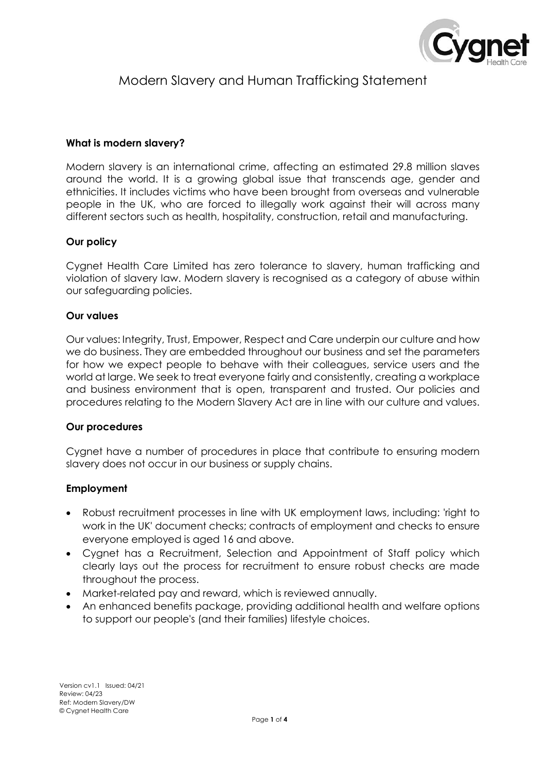# Modern Slavery and Human Trafficking Statement

**What is modern slavery?**

Modern slavery is an international crime, affecting an estimated 29.8 million slaves around the world. It is a growing global issue that transcends age, gender and ethnicities. It includes victims who have been brought from overseas and vulnerable people in the UK, who are forced to illegally work against their will across many different sectors such as health, hospitality, construction, retail and manufacturing.

**Our policy**

Cygnet Health Care Limited has zero tolerance to slavery, human trafficking and violation of slavery law. Modern slavery is recognised as a category of abuse within our safeguarding policies.

**Our values**

Our values: Integrity, Trust, Empower, Respect and Care underpin our culture and how we do business. They are embedded throughout our business and set the parameters for how we expect people to behave with their colleagues, service users and the world at large. We seek to treat everyone fairly and consistently, creating a workplace and business environment that is open, transparent and trusted. Our policies and procedures relating to the Modern Slavery Act are in line with our culture and values.

**Our procedures**

Cygnet have a number of procedures in place that contribute to ensuring modern slavery does not occur in our business or supply chains.

**Employment**

- Robust recruitment processes in line with UK employment laws, including: 'right to work in the UK' document checks; contracts of employment and checks to ensure everyone employed is aged 16 and above.
- Cygnet has a Recruitment, Selection and Appointment of Staff policy which clearly lays out the process for recruitment to ensure robust checks are made throughout the process.
- Market-related pay and reward, which is reviewed annually.
- An enhanced benefits package, providing additional health and welfare options to support our people's (and their families) lifestyle choices.

Version cv1.1 Issued: 04/21
Review: 04/23
Ref: Modern Slavery/DW
© Cygnet Health Care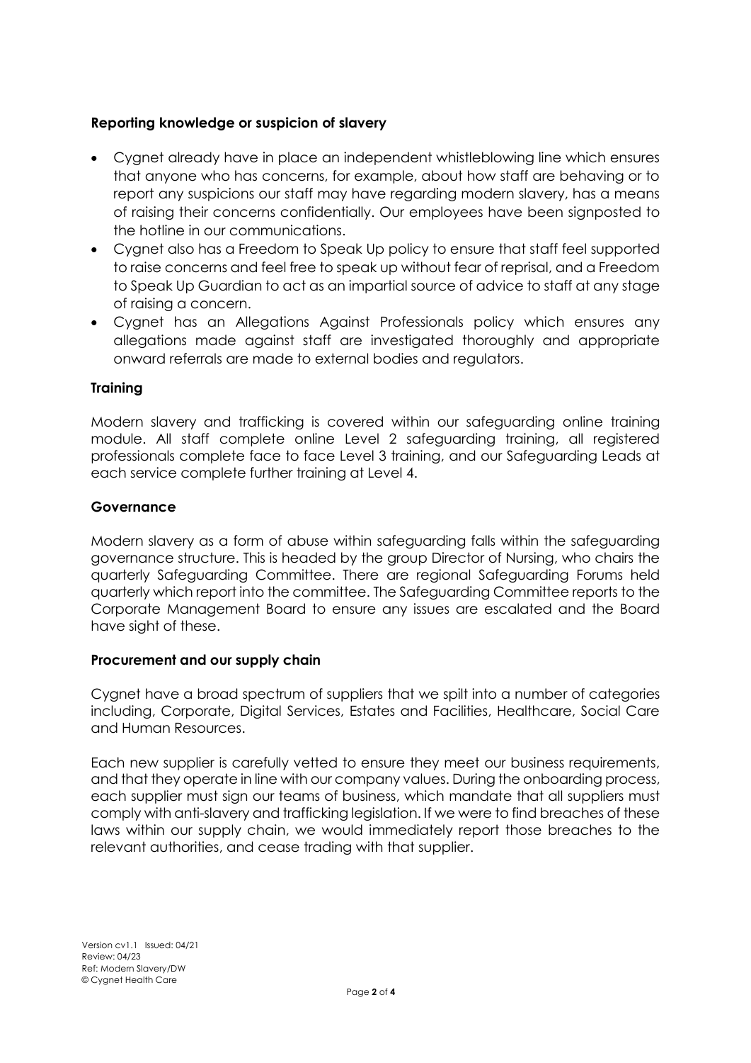## Reporting knowledge or suspicion of slavery

- Cygnet already have in place an independent whistleblowing line which ensures that anyone who has concerns, for example, about how staff are behaving or to report any suspicions our staff may have regarding modern slavery, has a means of raising their concerns confidentially. Our employees have been signposted to the hotline in our communications.
- Cygnet also has a Freedom to Speak Up policy to ensure that staff feel supported to raise concerns and feel free to speak up without fear of reprisal, and a Freedom to Speak Up Guardian to act as an impartial source of advice to staff at any stage of raising a concern.
- Cygnet has an Allegations Against Professionals policy which ensures any allegations made against staff are investigated thoroughly and appropriate onward referrals are made to external bodies and regulators.

## Training

Modern slavery and trafficking is covered within our safeguarding online training module. All staff complete online Level 2 safeguarding training, all registered professionals complete face to face Level 3 training, and our Safeguarding Leads at each service complete further training at Level 4.

## Governance

Modern slavery as a form of abuse within safeguarding falls within the safeguarding governance structure. This is headed by the group Director of Nursing, who chairs the quarterly Safeguarding Committee. There are regional Safeguarding Forums held quarterly which report into the committee. The Safeguarding Committee reports to the Corporate Management Board to ensure any issues are escalated and the Board have sight of these.

## Procurement and our supply chain

Cygnet have a broad spectrum of suppliers that we spilt into a number of categories including, Corporate, Digital Services, Estates and Facilities, Healthcare, Social Care and Human Resources.

Each new supplier is carefully vetted to ensure they meet our business requirements, and that they operate in line with our company values. During the onboarding process, each supplier must sign our teams of business, which mandate that all suppliers must comply with anti-slavery and trafficking legislation. If we were to find breaches of these laws within our supply chain, we would immediately report those breaches to the relevant authorities, and cease trading with that supplier.

Version cv1.1 Issued: 04/21
Review: 04/23
Ref: Modern Slavery/DW
© Cygnet Health Care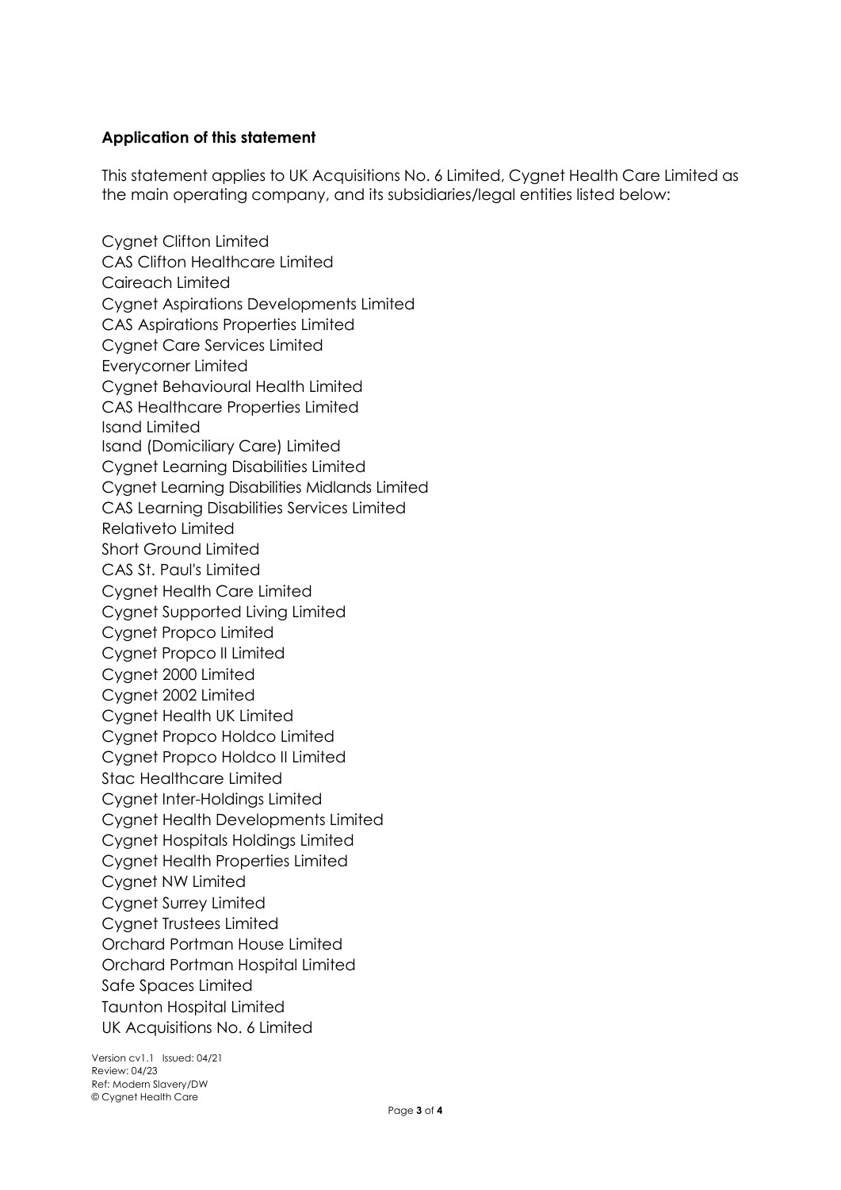**Application of this statement**

This statement applies to UK Acquisitions No. 6 Limited, Cygnet Health Care Limited as the main operating company, and its subsidiaries/legal entities listed below:

Cygnet Clifton Limited
CAS Clifton Healthcare Limited
Caireach Limited
Cygnet Aspirations Developments Limited
CAS Aspirations Properties Limited
Cygnet Care Services Limited
Everycorner Limited
Cygnet Behavioural Health Limited
CAS Healthcare Properties Limited
Isand Limited
Isand (Domiciliary Care) Limited
Cygnet Learning Disabilities Limited
Cygnet Learning Disabilities Midlands Limited
CAS Learning Disabilities Services Limited
Relativeto Limited
Short Ground Limited
CAS St. Paul's Limited
Cygnet Health Care Limited
Cygnet Supported Living Limited
Cygnet Propco Limited
Cygnet Propco II Limited
Cygnet 2000 Limited
Cygnet 2002 Limited
Cygnet Health UK Limited
Cygnet Propco Holdco Limited
Cygnet Propco Holdco II Limited
Stac Healthcare Limited
Cygnet Inter-Holdings Limited
Cygnet Health Developments Limited
Cygnet Hospitals Holdings Limited
Cygnet Health Properties Limited
Cygnet NW Limited
Cygnet Surrey Limited
Cygnet Trustees Limited
Orchard Portman House Limited
Orchard Portman Hospital Limited
Safe Spaces Limited
Taunton Hospital Limited
UK Acquisitions No. 6 Limited

Version cv1.1 Issued: 04/21
Review: 04/23
Ref: Modern Slavery/DW
© Cygnet Health Care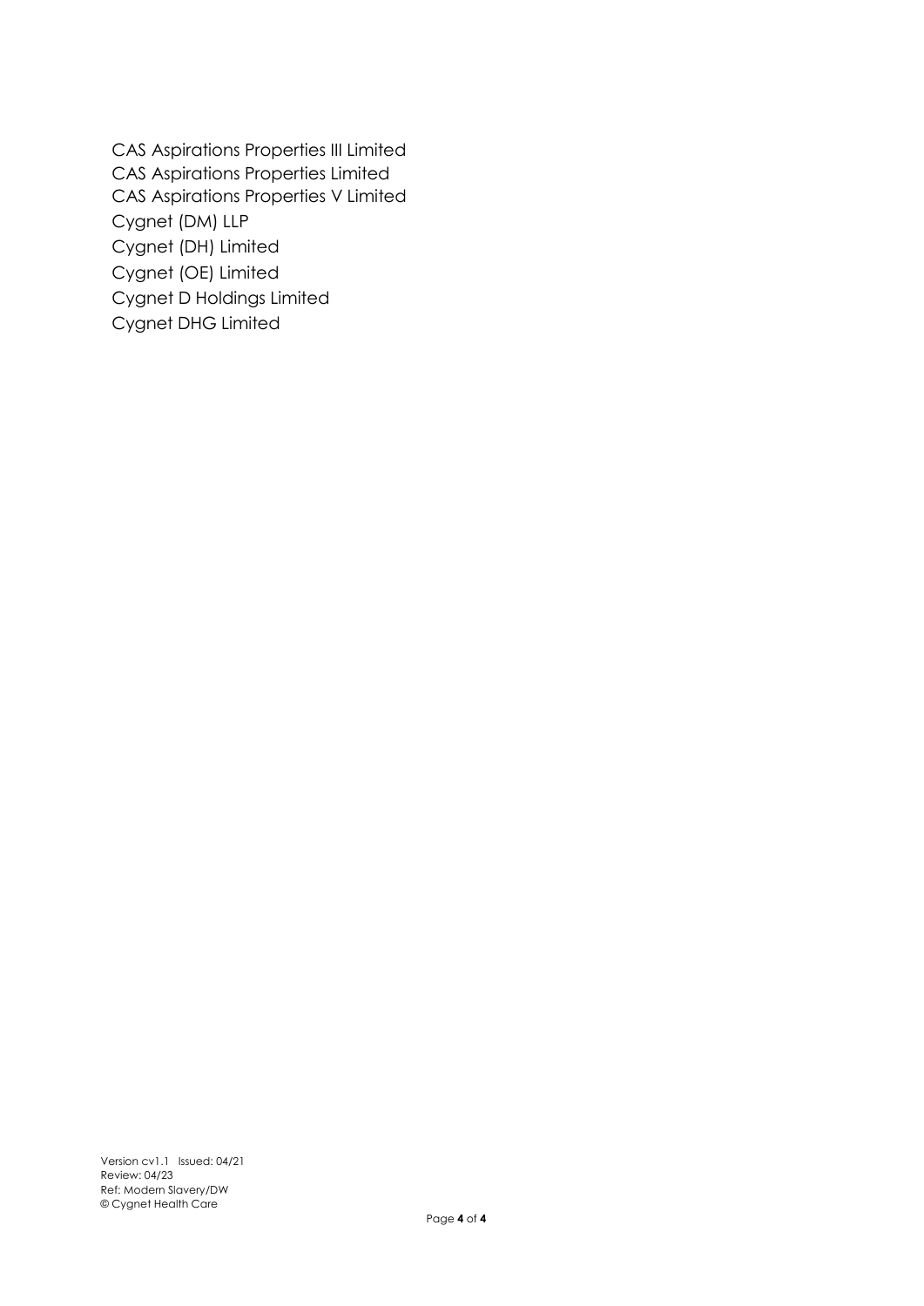CAS Aspirations Properties III Limited
CAS Aspirations Properties Limited
CAS Aspirations Properties V Limited
Cygnet (DM) LLP
Cygnet (DH) Limited
Cygnet (OE) Limited
Cygnet D Holdings Limited
Cygnet DHG Limited